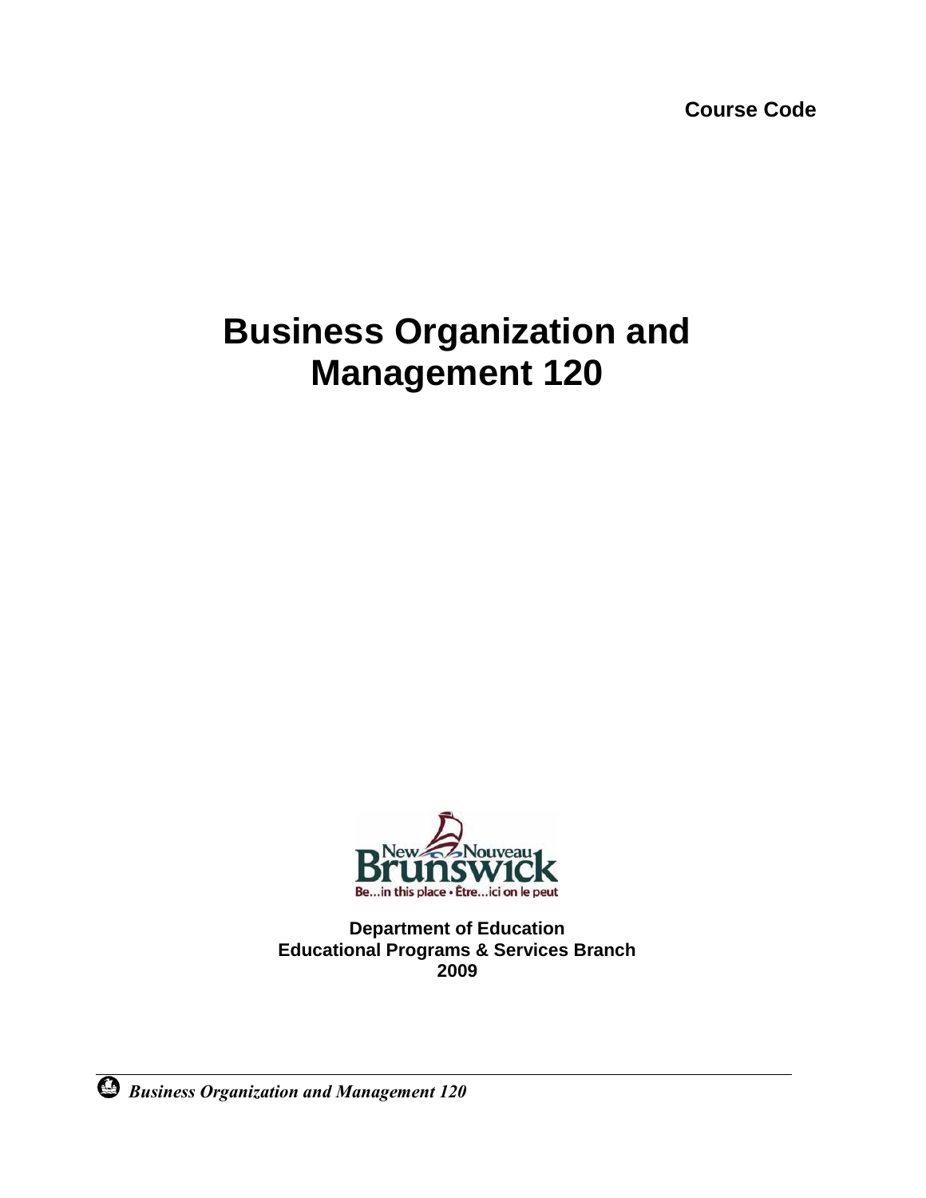Course Code

# Business Organization and Management 120

New Nouveau Brunswick

Be...in this place • Être...ici on le peut

**Department of Education**
**Educational Programs & Services Branch**
**2009**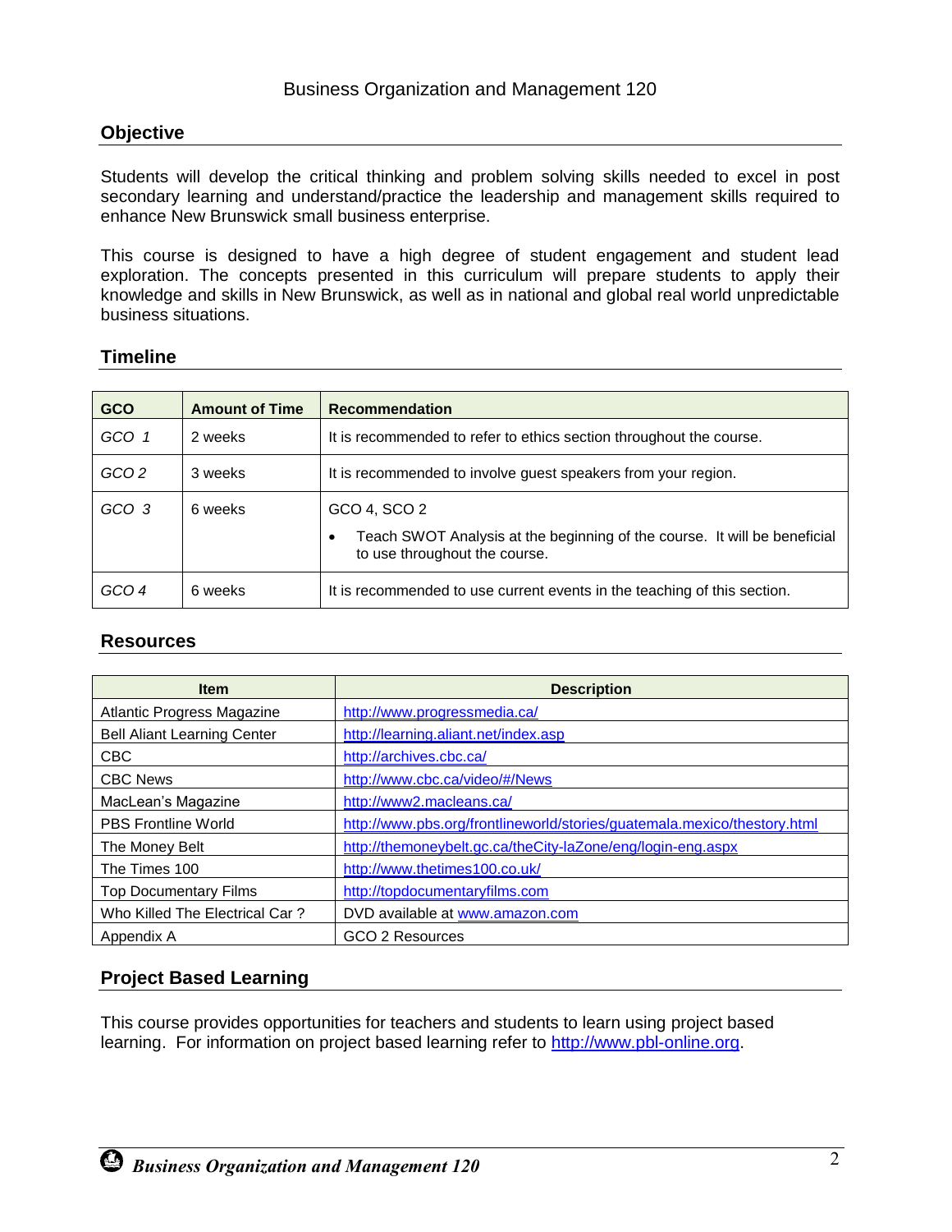Business Organization and Management 120

## Objective

Students will develop the critical thinking and problem solving skills needed to excel in post secondary learning and understand/practice the leadership and management skills required to enhance New Brunswick small business enterprise.

This course is designed to have a high degree of student engagement and student lead exploration. The concepts presented in this curriculum will prepare students to apply their knowledge and skills in New Brunswick, as well as in national and global real world unpredictable business situations.

## Timeline

| GCO | Amount of Time | Recommendation |
|---|---|---|
| *GCO 1* | 2 weeks | It is recommended to refer to ethics section throughout the course. |
| *GCO 2* | 3 weeks | It is recommended to involve guest speakers from your region. |
| *GCO 3* | 6 weeks | GCO 4, SCO 2<br>• Teach SWOT Analysis at the beginning of the course. It will be beneficial to use throughout the course. |
| *GCO 4* | 6 weeks | It is recommended to use current events in the teaching of this section. |

## Resources

| Item | Description |
|---|---|
| Atlantic Progress Magazine | http://www.progressmedia.ca/ |
| Bell Aliant Learning Center | http://learning.aliant.net/index.asp |
| CBC | http://archives.cbc.ca/ |
| CBC News | http://www.cbc.ca/video/#/News |
| MacLean's Magazine | http://www2.macleans.ca/ |
| PBS Frontline World | http://www.pbs.org/frontlineworld/stories/guatemala.mexico/thestory.html |
| The Money Belt | http://themoneybelt.gc.ca/theCity-laZone/eng/login-eng.aspx |
| The Times 100 | http://www.thetimes100.co.uk/ |
| Top Documentary Films | http://topdocumentaryfilms.com |
| Who Killed The Electrical Car ? | DVD available at www.amazon.com |
| Appendix A | GCO 2 Resources |

## Project Based Learning

This course provides opportunities for teachers and students to learn using project based learning. For information on project based learning refer to http://www.pbl-online.org.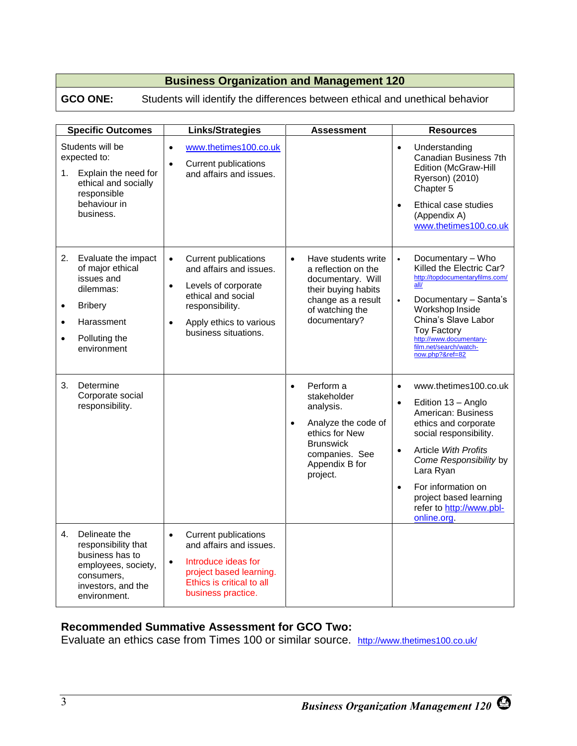## Business Organization and Management 120

**GCO ONE:** Students will identify the differences between ethical and unethical behavior

| Specific Outcomes | Links/Strategies | Assessment | Resources |
|---|---|---|---|
| Students will be expected to:<br>1. Explain the need for ethical and socially responsible behaviour in business. | • www.thetimes100.co.uk<br>• Current publications and affairs and issues. | | • Understanding Canadian Business 7th Edition (McGraw-Hill Ryerson) (2010) Chapter 5<br>• Ethical case studies (Appendix A) www.thetimes100.co.uk |
| 2. Evaluate the impact of major ethical issues and dilemmas:<br>• Bribery<br>• Harassment<br>• Polluting the environment | • Current publications and affairs and issues.<br>• Levels of corporate ethical and social responsibility.<br>• Apply ethics to various business situations. | • Have students write a reflection on the documentary. Will their buying habits change as a result of watching the documentary? | • Documentary – Who Killed the Electric Car? http://topdocumentaryfilms.com/all/<br>• Documentary – Santa's Workshop Inside China's Slave Labor Toy Factory http://www.documentary-film.net/search/watch-now.php?&ref=82 |
| 3. Determine Corporate social responsibility. | | • Perform a stakeholder analysis.<br>• Analyze the code of ethics for New Brunswick companies. See Appendix B for project. | • www.thetimes100.co.uk<br>• Edition 13 – Anglo American: Business ethics and corporate social responsibility.<br>• Article *With Profits Come Responsibility* by Lara Ryan<br>• For information on project based learning refer to http://www.pbl-online.org. |
| 4. Delineate the responsibility that business has to employees, society, consumers, investors, and the environment. | • Current publications and affairs and issues.<br>• Introduce ideas for project based learning. Ethics is critical to all business practice. | | |

**Recommended Summative Assessment for GCO Two:**
Evaluate an ethics case from Times 100 or similar source. http://www.thetimes100.co.uk/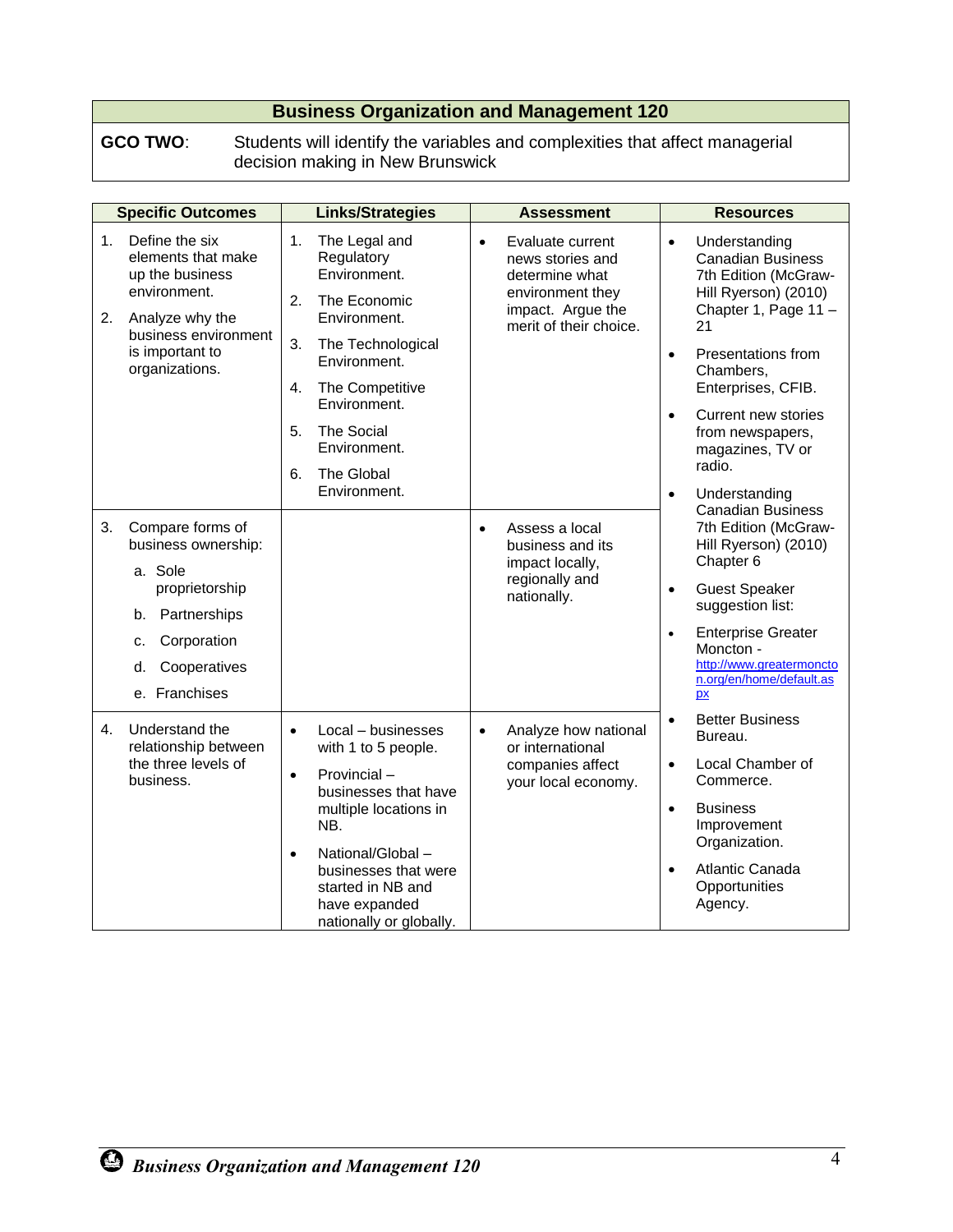## Business Organization and Management 120

**GCO TWO**: Students will identify the variables and complexities that affect managerial decision making in New Brunswick

| Specific Outcomes | Links/Strategies | Assessment | Resources |
|---|---|---|---|
| 1. Define the six elements that make up the business environment.<br>2. Analyze why the business environment is important to organizations. | 1. The Legal and Regulatory Environment.<br>2. The Economic Environment.<br>3. The Technological Environment.<br>4. The Competitive Environment.<br>5. The Social Environment.<br>6. The Global Environment. | • Evaluate current news stories and determine what environment they impact. Argue the merit of their choice. | • Understanding Canadian Business 7th Edition (McGraw-Hill Ryerson) (2010) Chapter 1, Page 11 – 21<br>• Presentations from Chambers, Enterprises, CFIB.<br>• Current new stories from newspapers, magazines, TV or radio. |
| 3. Compare forms of business ownership:<br>a. Sole proprietorship<br>b. Partnerships<br>c. Corporation<br>d. Cooperatives<br>e. Franchises | | • Assess a local business and its impact locally, regionally and nationally. | • Understanding Canadian Business 7th Edition (McGraw-Hill Ryerson) (2010) Chapter 6<br>• Guest Speaker suggestion list:<br>• Enterprise Greater Moncton - http://www.greatermoncton.org/en/home/default.aspx |
| 4. Understand the relationship between the three levels of business. | • Local – businesses with 1 to 5 people.<br>• Provincial – businesses that have multiple locations in NB.<br>• National/Global – businesses that were started in NB and have expanded nationally or globally. | • Analyze how national or international companies affect your local economy. | • Better Business Bureau.<br>• Local Chamber of Commerce.<br>• Business Improvement Organization.<br>• Atlantic Canada Opportunities Agency. |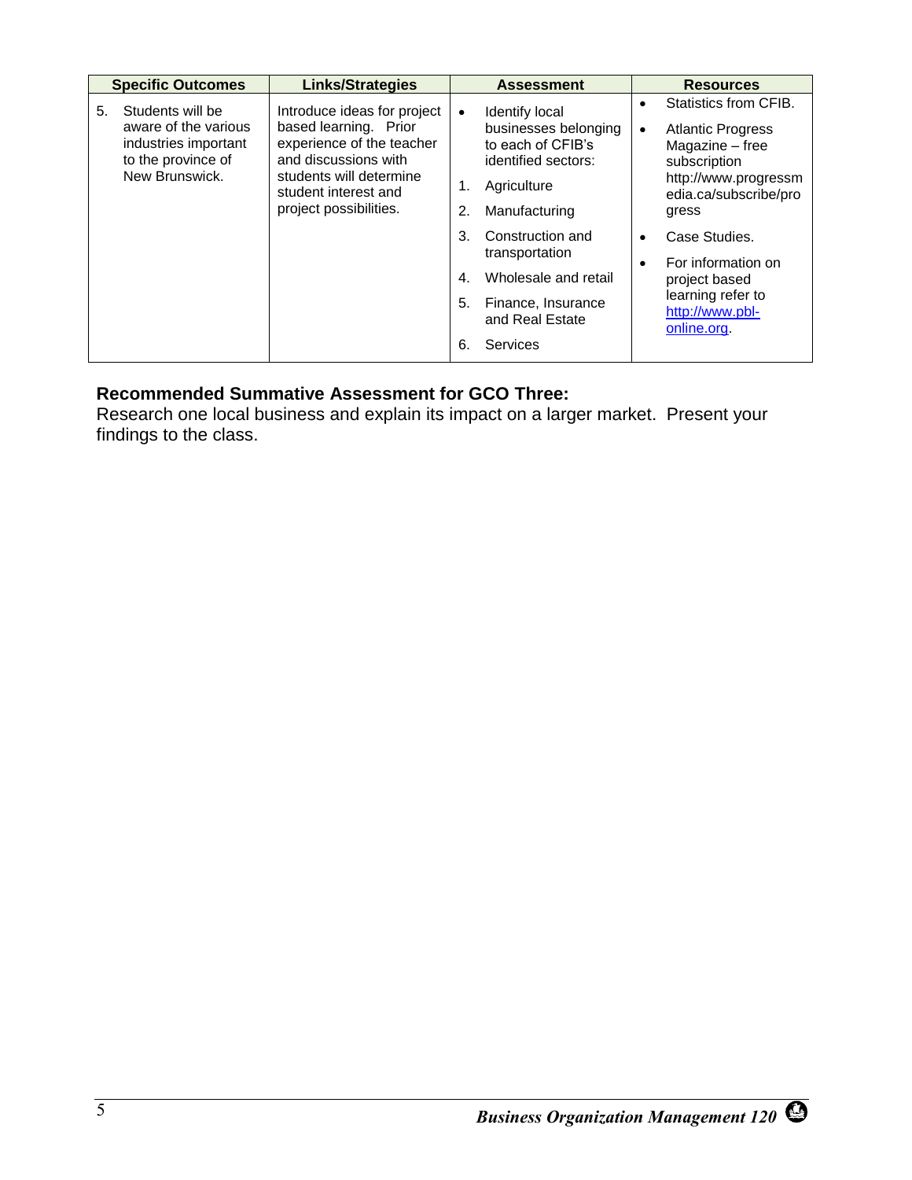| Specific Outcomes | Links/Strategies | Assessment | Resources |
|---|---|---|---|
| 5. Students will be aware of the various industries important to the province of New Brunswick. | Introduce ideas for project based learning. Prior experience of the teacher and discussions with students will determine student interest and project possibilities. | • Identify local businesses belonging to each of CFIB's identified sectors:<br>1. Agriculture<br>2. Manufacturing<br>3. Construction and transportation<br>4. Wholesale and retail<br>5. Finance, Insurance and Real Estate<br>6. Services | • Statistics from CFIB.<br>• Atlantic Progress Magazine – free subscription http://www.progressmedia.ca/subscribe/progress<br>• Case Studies.<br>• For information on project based learning refer to http://www.pbl-online.org. |

**Recommended Summative Assessment for GCO Three:**
Research one local business and explain its impact on a larger market. Present your findings to the class.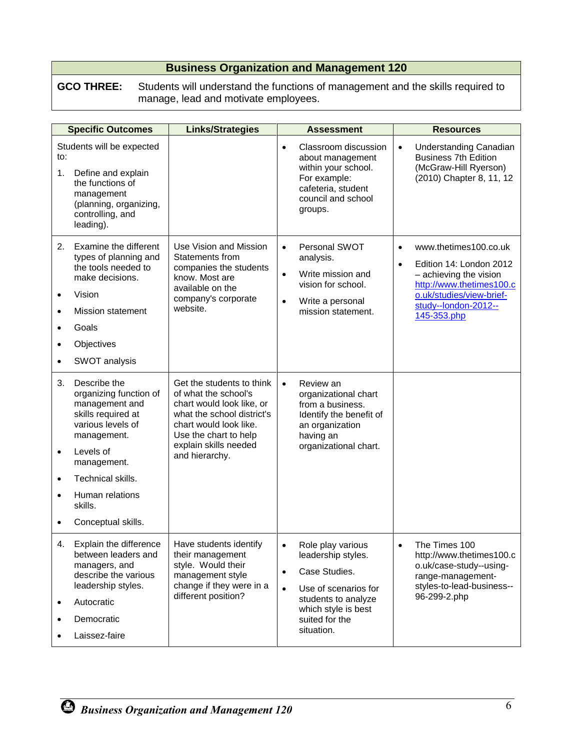| Business Organization and Management 120 |
|---|
| **GCO THREE:** Students will understand the functions of management and the skills required to manage, lead and motivate employees. |

| Specific Outcomes | Links/Strategies | Assessment | Resources |
|---|---|---|---|
| Students will be expected to:<br>1. Define and explain the functions of management (planning, organizing, controlling, and leading). | | • Classroom discussion about management within your school. For example: cafeteria, student council and school groups. | • Understanding Canadian Business 7th Edition (McGraw-Hill Ryerson) (2010) Chapter 8, 11, 12 |
| 2. Examine the different types of planning and the tools needed to make decisions.<br>• Vision<br>• Mission statement<br>• Goals<br>• Objectives<br>• SWOT analysis | Use Vision and Mission Statements from companies the students know. Most are available on the company's corporate website. | • Personal SWOT analysis.<br>• Write mission and vision for school.<br>• Write a personal mission statement. | • www.thetimes100.co.uk<br>• Edition 14: London 2012 – achieving the vision http://www.thetimes100.co.uk/studies/view-brief-study--london-2012--145-353.php |
| 3. Describe the organizing function of management and skills required at various levels of management.<br>• Levels of management.<br>• Technical skills.<br>• Human relations skills.<br>• Conceptual skills. | Get the students to think of what the school's chart would look like, or what the school district's chart would look like. Use the chart to help explain skills needed and hierarchy. | • Review an organizational chart from a business. Identify the benefit of an organization having an organizational chart. | |
| 4. Explain the difference between leaders and managers, and describe the various leadership styles.<br>• Autocratic<br>• Democratic<br>• Laissez-faire | Have students identify their management style. Would their management style change if they were in a different position? | • Role play various leadership styles.<br>• Case Studies.<br>• Use of scenarios for students to analyze which style is best suited for the situation. | • The Times 100 http://www.thetimes100.co.uk/case-study--using-range-management-styles-to-lead-business--96-299-2.php |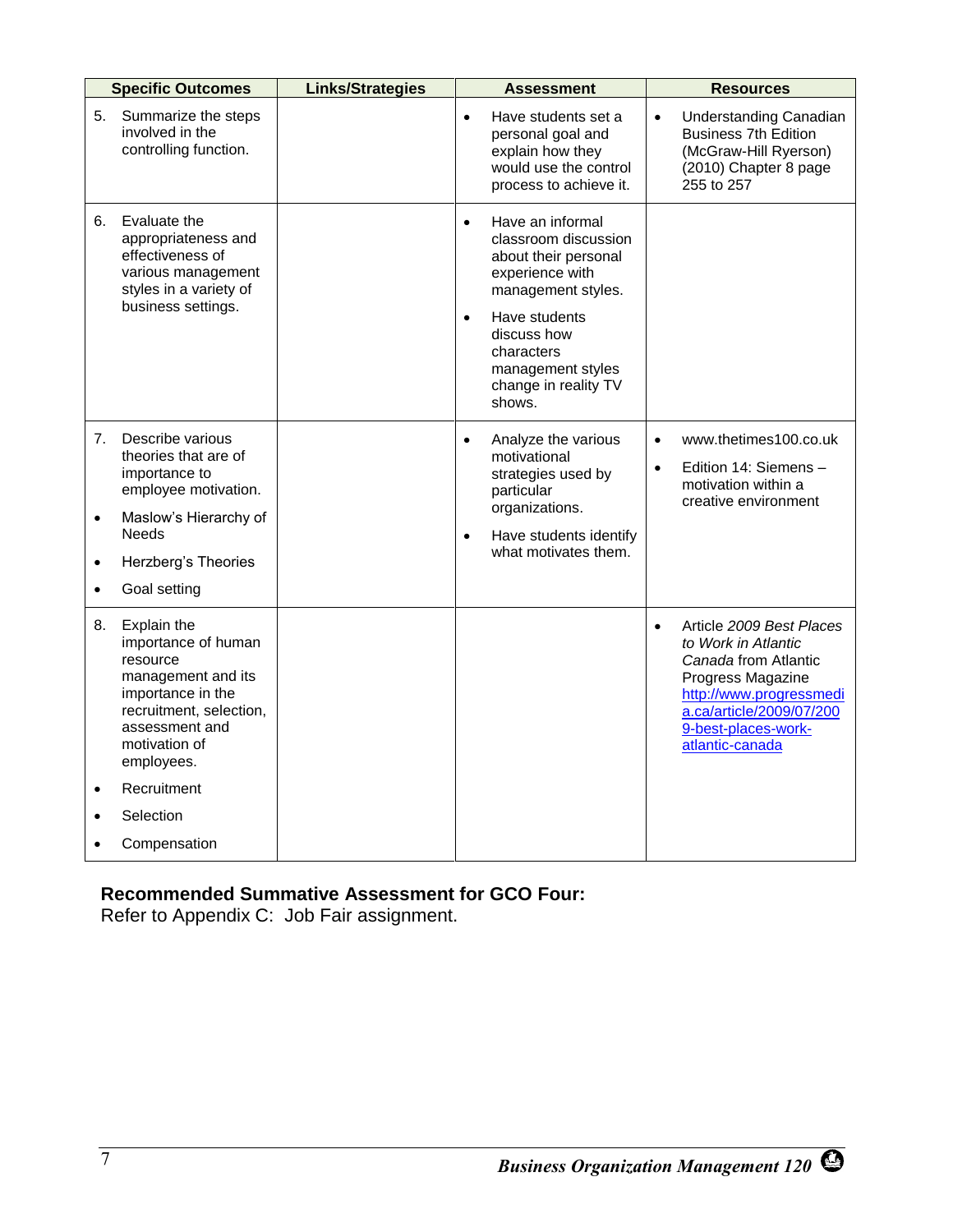| Specific Outcomes | Links/Strategies | Assessment | Resources |
|---|---|---|---|
| 5. Summarize the steps involved in the controlling function. | | • Have students set a personal goal and explain how they would use the control process to achieve it. | • Understanding Canadian Business 7th Edition (McGraw-Hill Ryerson) (2010) Chapter 8 page 255 to 257 |
| 6. Evaluate the appropriateness and effectiveness of various management styles in a variety of business settings. | | • Have an informal classroom discussion about their personal experience with management styles. <br> • Have students discuss how characters management styles change in reality TV shows. | |
| 7. Describe various theories that are of importance to employee motivation. <br> • Maslow's Hierarchy of Needs <br> • Herzberg's Theories <br> • Goal setting | | • Analyze the various motivational strategies used by particular organizations. <br> • Have students identify what motivates them. | • www.thetimes100.co.uk <br> • Edition 14: Siemens – motivation within a creative environment |
| 8. Explain the importance of human resource management and its importance in the recruitment, selection, assessment and motivation of employees. <br> • Recruitment <br> • Selection <br> • Compensation | | | • Article *2009 Best Places to Work in Atlantic Canada* from Atlantic Progress Magazine http://www.progressmedia.ca/article/2009/07/2009-best-places-work-atlantic-canada |

**Recommended Summative Assessment for GCO Four:**
Refer to Appendix C: Job Fair assignment.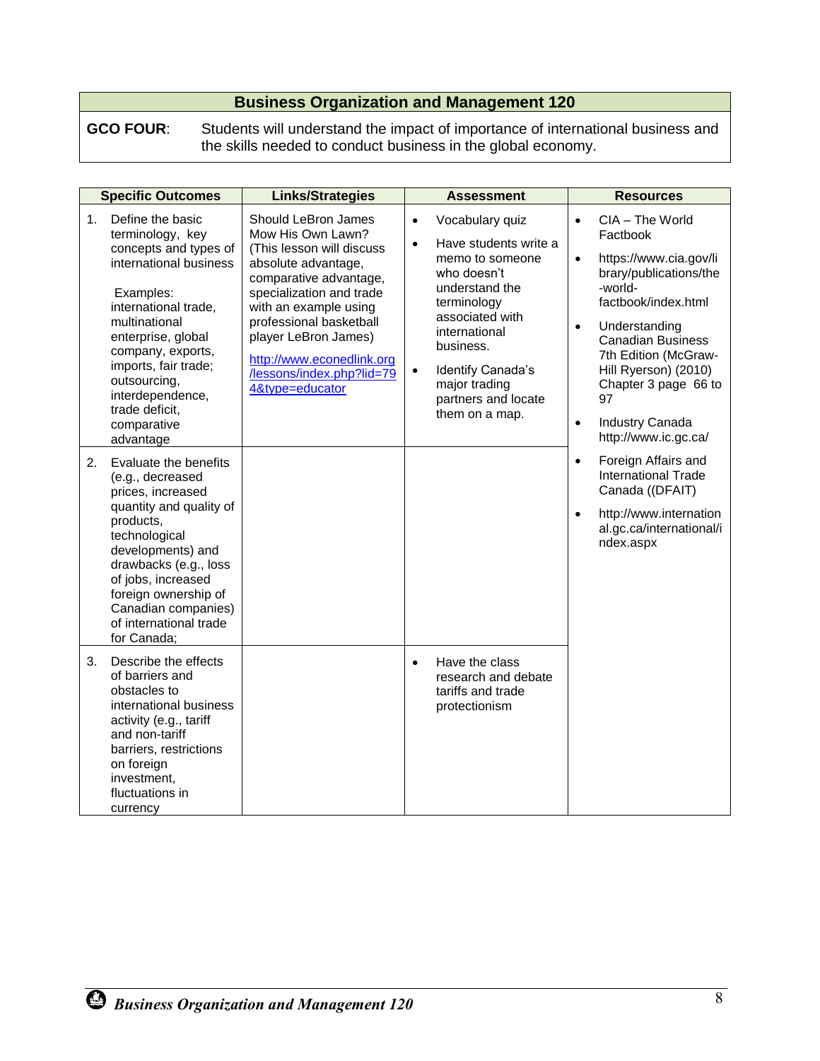## Business Organization and Management 120

**GCO FOUR**: Students will understand the impact of importance of international business and the skills needed to conduct business in the global economy.

| Specific Outcomes | Links/Strategies | Assessment | Resources |
|---|---|---|---|
| 1. Define the basic terminology, key concepts and types of international business<br><br>Examples: international trade, multinational enterprise, global company, exports, imports, fair trade; outsourcing, interdependence, trade deficit, comparative advantage | Should LeBron James Mow His Own Lawn? (This lesson will discuss absolute advantage, comparative advantage, specialization and trade with an example using professional basketball player LeBron James)<br><br>http://www.econedlink.org/lessons/index.php?lid=794&type=educator | • Vocabulary quiz<br>• Have students write a memo to someone who doesn't understand the terminology associated with international business.<br>• Identify Canada's major trading partners and locate them on a map. | • CIA – The World Factbook<br>• https://www.cia.gov/library/publications/the-world-factbook/index.html<br>• Understanding Canadian Business 7th Edition (McGraw-Hill Ryerson) (2010) Chapter 3 page 66 to 97<br>• Industry Canada http://www.ic.gc.ca/<br>• Foreign Affairs and International Trade Canada ((DFAIT)<br>• http://www.international.gc.ca/international/index.aspx |
| 2. Evaluate the benefits (e.g., decreased prices, increased quantity and quality of products, technological developments) and drawbacks (e.g., loss of jobs, increased foreign ownership of Canadian companies) of international trade for Canada; | | | |
| 3. Describe the effects of barriers and obstacles to international business activity (e.g., tariff and non-tariff barriers, restrictions on foreign investment, fluctuations in currency | | • Have the class research and debate tariffs and trade protectionism | |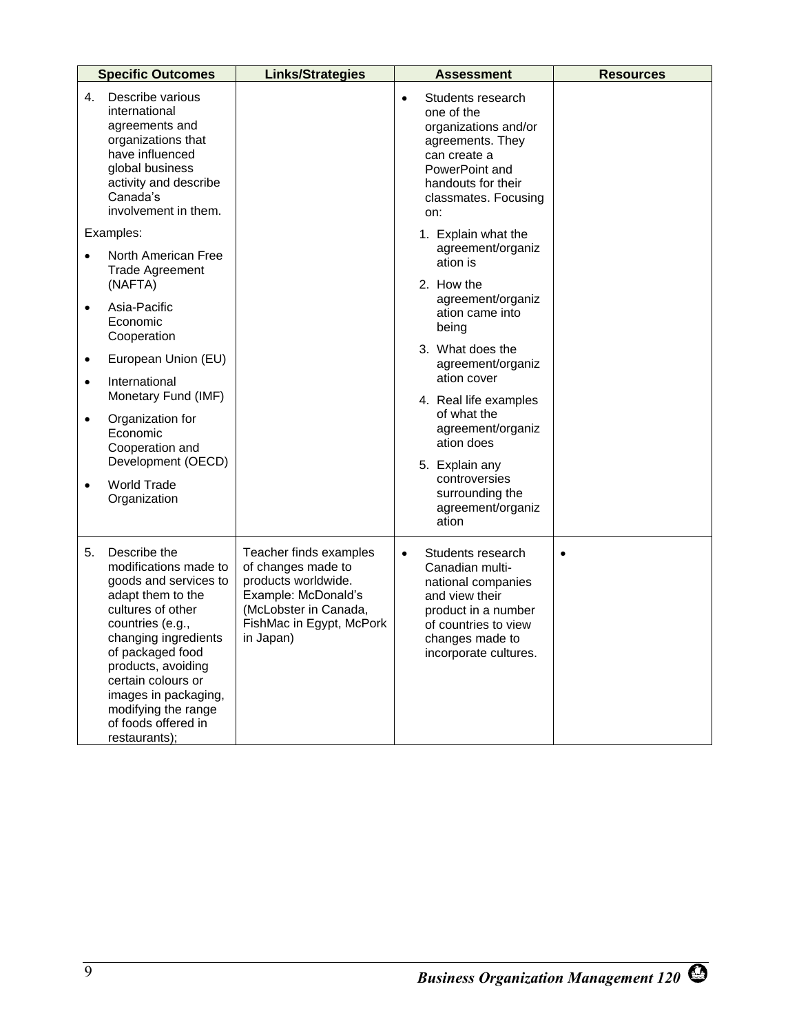| Specific Outcomes | Links/Strategies | Assessment | Resources |
|---|---|---|---|
| 4. Describe various international agreements and organizations that have influenced global business activity and describe Canada's involvement in them.<br><br>Examples:<br>• North American Free Trade Agreement (NAFTA)<br>• Asia-Pacific Economic Cooperation<br>• European Union (EU)<br>• International Monetary Fund (IMF)<br>• Organization for Economic Cooperation and Development (OECD)<br>• World Trade Organization | | • Students research one of the organizations and/or agreements. They can create a PowerPoint and handouts for their classmates. Focusing on:<br>1. Explain what the agreement/organization is<br>2. How the agreement/organization came into being<br>3. What does the agreement/organization cover<br>4. Real life examples of what the agreement/organization does<br>5. Explain any controversies surrounding the agreement/organization | |
| 5. Describe the modifications made to goods and services to adapt them to the cultures of other countries (e.g., changing ingredients of packaged food products, avoiding certain colours or images in packaging, modifying the range of foods offered in restaurants); | Teacher finds examples of changes made to products worldwide. Example: McDonald's (McLobster in Canada, FishMac in Egypt, McPork in Japan) | • Students research Canadian multi-national companies and view their product in a number of countries to view changes made to incorporate cultures. | • |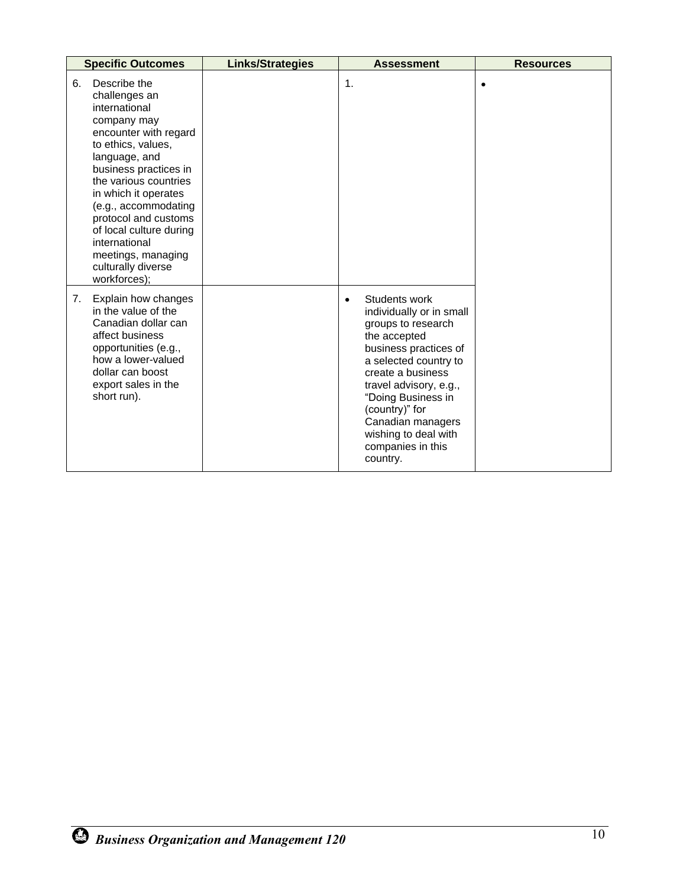| Specific Outcomes | Links/Strategies | Assessment | Resources |
|---|---|---|---|
| 6. Describe the challenges an international company may encounter with regard to ethics, values, language, and business practices in the various countries in which it operates (e.g., accommodating protocol and customs of local culture during international meetings, managing culturally diverse workforces); | | 1. | • |
| 7. Explain how changes in the value of the Canadian dollar can affect business opportunities (e.g., how a lower-valued dollar can boost export sales in the short run). | | • Students work individually or in small groups to research the accepted business practices of a selected country to create a business travel advisory, e.g., "Doing Business in (country)" for Canadian managers wishing to deal with companies in this country. | |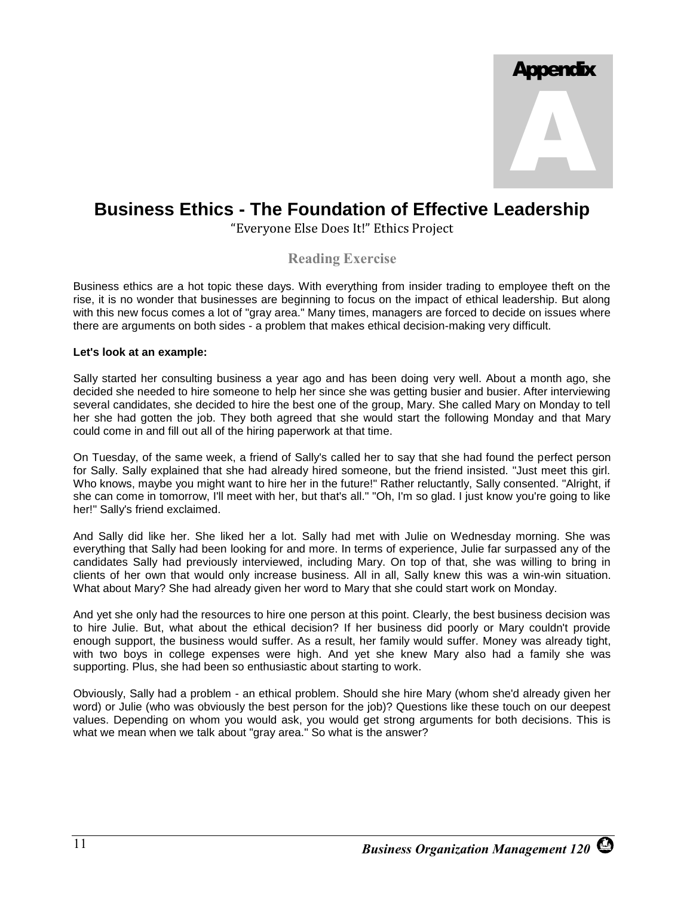# Appendix A

## Business Ethics - The Foundation of Effective Leadership

"Everyone Else Does It!" Ethics Project

### Reading Exercise

Business ethics are a hot topic these days. With everything from insider trading to employee theft on the rise, it is no wonder that businesses are beginning to focus on the impact of ethical leadership. But along with this new focus comes a lot of "gray area." Many times, managers are forced to decide on issues where there are arguments on both sides - a problem that makes ethical decision-making very difficult.

**Let's look at an example:**

Sally started her consulting business a year ago and has been doing very well. About a month ago, she decided she needed to hire someone to help her since she was getting busier and busier. After interviewing several candidates, she decided to hire the best one of the group, Mary. She called Mary on Monday to tell her she had gotten the job. They both agreed that she would start the following Monday and that Mary could come in and fill out all of the hiring paperwork at that time.

On Tuesday, of the same week, a friend of Sally's called her to say that she had found the perfect person for Sally. Sally explained that she had already hired someone, but the friend insisted. "Just meet this girl. Who knows, maybe you might want to hire her in the future!" Rather reluctantly, Sally consented. "Alright, if she can come in tomorrow, I'll meet with her, but that's all." "Oh, I'm so glad. I just know you're going to like her!" Sally's friend exclaimed.

And Sally did like her. She liked her a lot. Sally had met with Julie on Wednesday morning. She was everything that Sally had been looking for and more. In terms of experience, Julie far surpassed any of the candidates Sally had previously interviewed, including Mary. On top of that, she was willing to bring in clients of her own that would only increase business. All in all, Sally knew this was a win-win situation. What about Mary? She had already given her word to Mary that she could start work on Monday.

And yet she only had the resources to hire one person at this point. Clearly, the best business decision was to hire Julie. But, what about the ethical decision? If her business did poorly or Mary couldn't provide enough support, the business would suffer. As a result, her family would suffer. Money was already tight, with two boys in college expenses were high. And yet she knew Mary also had a family she was supporting. Plus, she had been so enthusiastic about starting to work.

Obviously, Sally had a problem - an ethical problem. Should she hire Mary (whom she'd already given her word) or Julie (who was obviously the best person for the job)? Questions like these touch on our deepest values. Depending on whom you would ask, you would get strong arguments for both decisions. This is what we mean when we talk about "gray area." So what is the answer?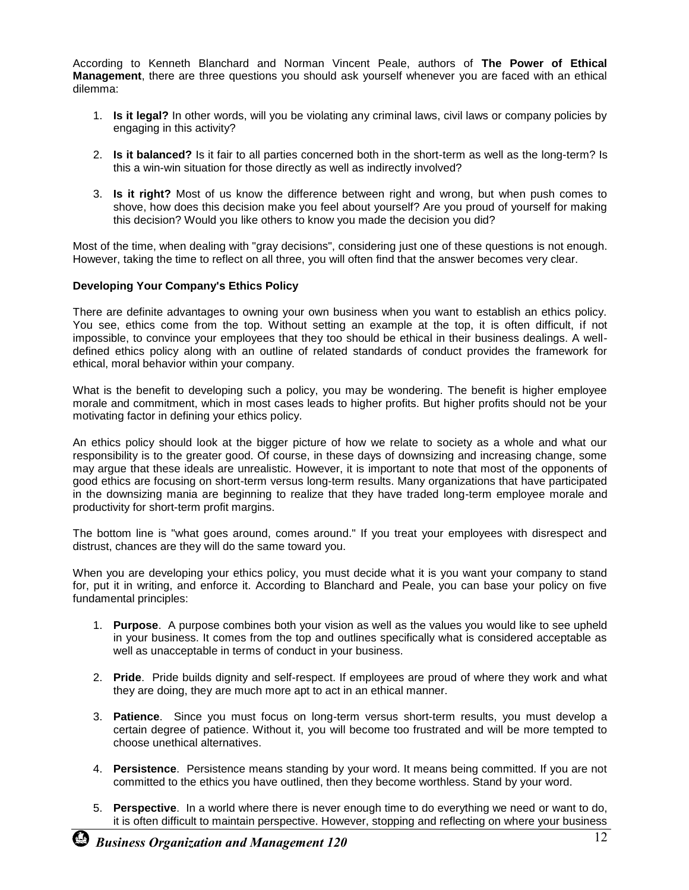According to Kenneth Blanchard and Norman Vincent Peale, authors of **The Power of Ethical Management**, there are three questions you should ask yourself whenever you are faced with an ethical dilemma:

1. **Is it legal?** In other words, will you be violating any criminal laws, civil laws or company policies by engaging in this activity?

2. **Is it balanced?** Is it fair to all parties concerned both in the short-term as well as the long-term? Is this a win-win situation for those directly as well as indirectly involved?

3. **Is it right?** Most of us know the difference between right and wrong, but when push comes to shove, how does this decision make you feel about yourself? Are you proud of yourself for making this decision? Would you like others to know you made the decision you did?

Most of the time, when dealing with "gray decisions", considering just one of these questions is not enough. However, taking the time to reflect on all three, you will often find that the answer becomes very clear.

**Developing Your Company's Ethics Policy**

There are definite advantages to owning your own business when you want to establish an ethics policy. You see, ethics come from the top. Without setting an example at the top, it is often difficult, if not impossible, to convince your employees that they too should be ethical in their business dealings. A well-defined ethics policy along with an outline of related standards of conduct provides the framework for ethical, moral behavior within your company.

What is the benefit to developing such a policy, you may be wondering. The benefit is higher employee morale and commitment, which in most cases leads to higher profits. But higher profits should not be your motivating factor in defining your ethics policy.

An ethics policy should look at the bigger picture of how we relate to society as a whole and what our responsibility is to the greater good. Of course, in these days of downsizing and increasing change, some may argue that these ideals are unrealistic. However, it is important to note that most of the opponents of good ethics are focusing on short-term versus long-term results. Many organizations that have participated in the downsizing mania are beginning to realize that they have traded long-term employee morale and productivity for short-term profit margins.

The bottom line is "what goes around, comes around." If you treat your employees with disrespect and distrust, chances are they will do the same toward you.

When you are developing your ethics policy, you must decide what it is you want your company to stand for, put it in writing, and enforce it. According to Blanchard and Peale, you can base your policy on five fundamental principles:

1. **Purpose**. A purpose combines both your vision as well as the values you would like to see upheld in your business. It comes from the top and outlines specifically what is considered acceptable as well as unacceptable in terms of conduct in your business.

2. **Pride**. Pride builds dignity and self-respect. If employees are proud of where they work and what they are doing, they are much more apt to act in an ethical manner.

3. **Patience**. Since you must focus on long-term versus short-term results, you must develop a certain degree of patience. Without it, you will become too frustrated and will be more tempted to choose unethical alternatives.

4. **Persistence**. Persistence means standing by your word. It means being committed. If you are not committed to the ethics you have outlined, then they become worthless. Stand by your word.

5. **Perspective**. In a world where there is never enough time to do everything we need or want to do, it is often difficult to maintain perspective. However, stopping and reflecting on where your business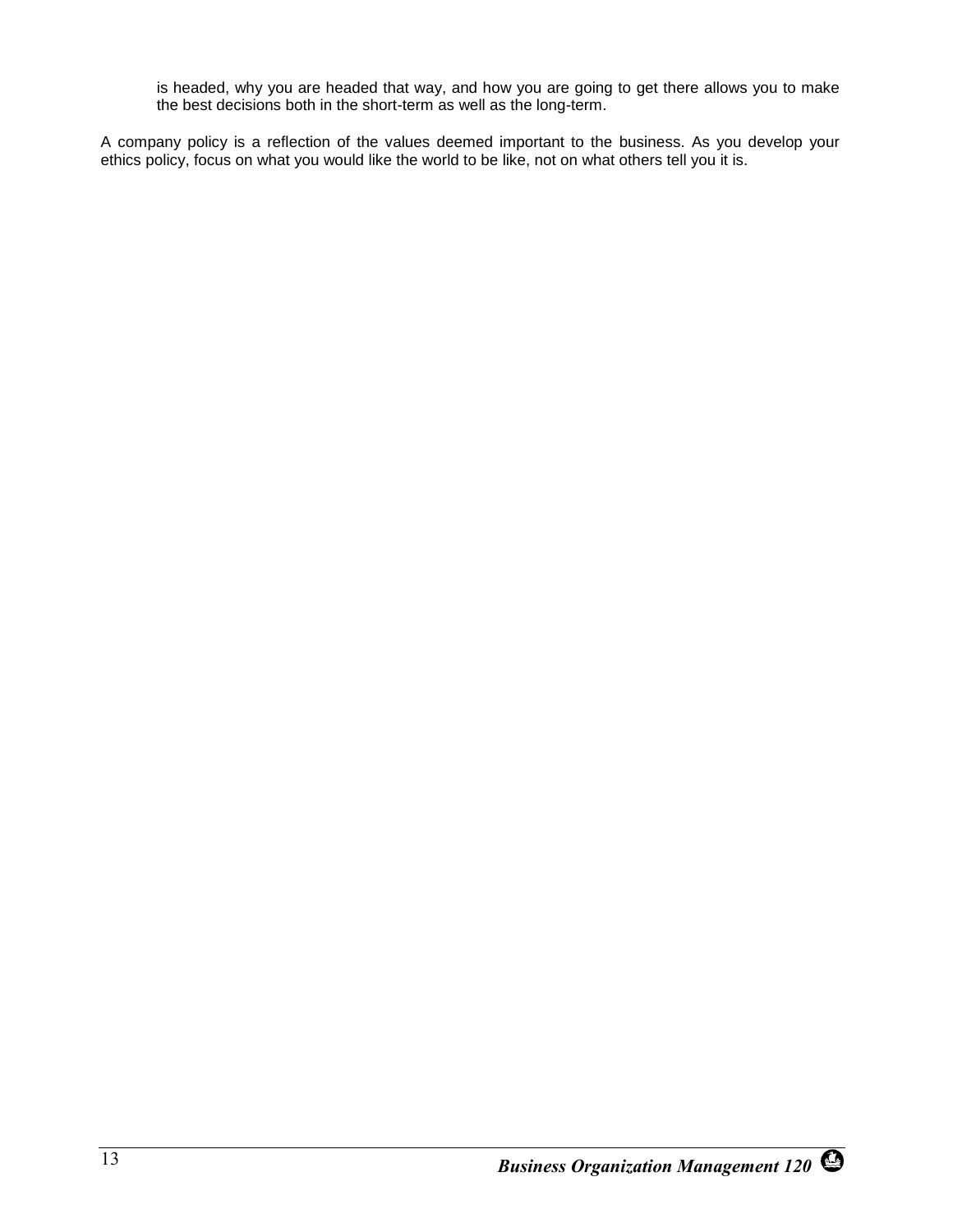is headed, why you are headed that way, and how you are going to get there allows you to make the best decisions both in the short-term as well as the long-term.

A company policy is a reflection of the values deemed important to the business. As you develop your ethics policy, focus on what you would like the world to be like, not on what others tell you it is.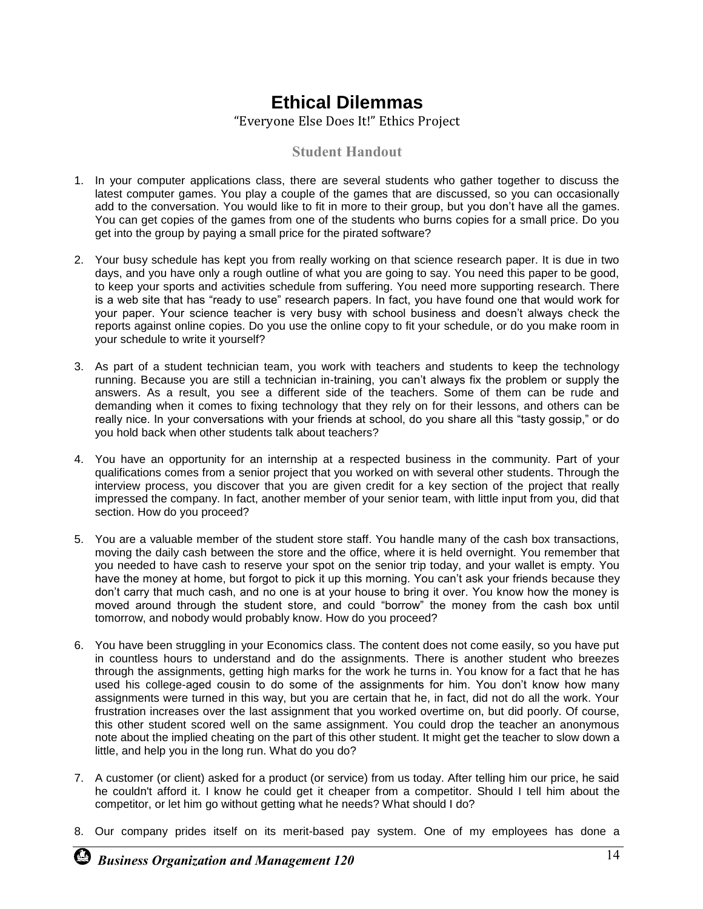# Ethical Dilemmas

"Everyone Else Does It!" Ethics Project

### Student Handout

1. In your computer applications class, there are several students who gather together to discuss the latest computer games. You play a couple of the games that are discussed, so you can occasionally add to the conversation. You would like to fit in more to their group, but you don't have all the games. You can get copies of the games from one of the students who burns copies for a small price. Do you get into the group by paying a small price for the pirated software?

2. Your busy schedule has kept you from really working on that science research paper. It is due in two days, and you have only a rough outline of what you are going to say. You need this paper to be good, to keep your sports and activities schedule from suffering. You need more supporting research. There is a web site that has "ready to use" research papers. In fact, you have found one that would work for your paper. Your science teacher is very busy with school business and doesn't always check the reports against online copies. Do you use the online copy to fit your schedule, or do you make room in your schedule to write it yourself?

3. As part of a student technician team, you work with teachers and students to keep the technology running. Because you are still a technician in-training, you can't always fix the problem or supply the answers. As a result, you see a different side of the teachers. Some of them can be rude and demanding when it comes to fixing technology that they rely on for their lessons, and others can be really nice. In your conversations with your friends at school, do you share all this "tasty gossip," or do you hold back when other students talk about teachers?

4. You have an opportunity for an internship at a respected business in the community. Part of your qualifications comes from a senior project that you worked on with several other students. Through the interview process, you discover that you are given credit for a key section of the project that really impressed the company. In fact, another member of your senior team, with little input from you, did that section. How do you proceed?

5. You are a valuable member of the student store staff. You handle many of the cash box transactions, moving the daily cash between the store and the office, where it is held overnight. You remember that you needed to have cash to reserve your spot on the senior trip today, and your wallet is empty. You have the money at home, but forgot to pick it up this morning. You can't ask your friends because they don't carry that much cash, and no one is at your house to bring it over. You know how the money is moved around through the student store, and could "borrow" the money from the cash box until tomorrow, and nobody would probably know. How do you proceed?

6. You have been struggling in your Economics class. The content does not come easily, so you have put in countless hours to understand and do the assignments. There is another student who breezes through the assignments, getting high marks for the work he turns in. You know for a fact that he has used his college-aged cousin to do some of the assignments for him. You don't know how many assignments were turned in this way, but you are certain that he, in fact, did not do all the work. Your frustration increases over the last assignment that you worked overtime on, but did poorly. Of course, this other student scored well on the same assignment. You could drop the teacher an anonymous note about the implied cheating on the part of this other student. It might get the teacher to slow down a little, and help you in the long run. What do you do?

7. A customer (or client) asked for a product (or service) from us today. After telling him our price, he said he couldn't afford it. I know he could get it cheaper from a competitor. Should I tell him about the competitor, or let him go without getting what he needs? What should I do?

8. Our company prides itself on its merit-based pay system. One of my employees has done a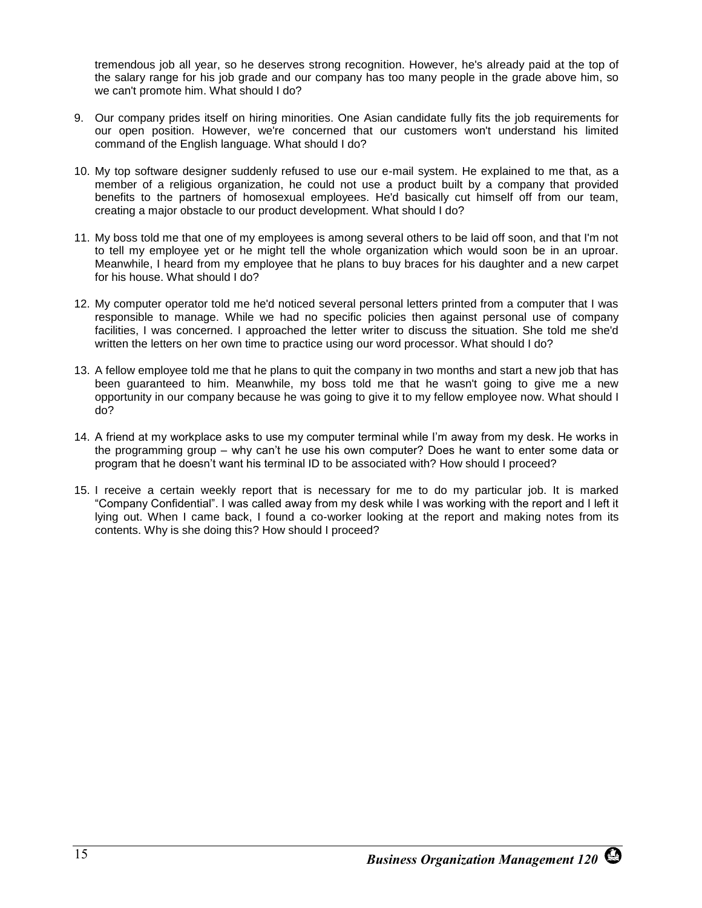tremendous job all year, so he deserves strong recognition. However, he's already paid at the top of the salary range for his job grade and our company has too many people in the grade above him, so we can't promote him. What should I do?

9. Our company prides itself on hiring minorities. One Asian candidate fully fits the job requirements for our open position. However, we're concerned that our customers won't understand his limited command of the English language. What should I do?

10. My top software designer suddenly refused to use our e-mail system. He explained to me that, as a member of a religious organization, he could not use a product built by a company that provided benefits to the partners of homosexual employees. He'd basically cut himself off from our team, creating a major obstacle to our product development. What should I do?

11. My boss told me that one of my employees is among several others to be laid off soon, and that I'm not to tell my employee yet or he might tell the whole organization which would soon be in an uproar. Meanwhile, I heard from my employee that he plans to buy braces for his daughter and a new carpet for his house. What should I do?

12. My computer operator told me he'd noticed several personal letters printed from a computer that I was responsible to manage. While we had no specific policies then against personal use of company facilities, I was concerned. I approached the letter writer to discuss the situation. She told me she'd written the letters on her own time to practice using our word processor. What should I do?

13. A fellow employee told me that he plans to quit the company in two months and start a new job that has been guaranteed to him. Meanwhile, my boss told me that he wasn't going to give me a new opportunity in our company because he was going to give it to my fellow employee now. What should I do?

14. A friend at my workplace asks to use my computer terminal while I'm away from my desk. He works in the programming group – why can't he use his own computer? Does he want to enter some data or program that he doesn't want his terminal ID to be associated with? How should I proceed?

15. I receive a certain weekly report that is necessary for me to do my particular job. It is marked "Company Confidential". I was called away from my desk while I was working with the report and I left it lying out. When I came back, I found a co-worker looking at the report and making notes from its contents. Why is she doing this? How should I proceed?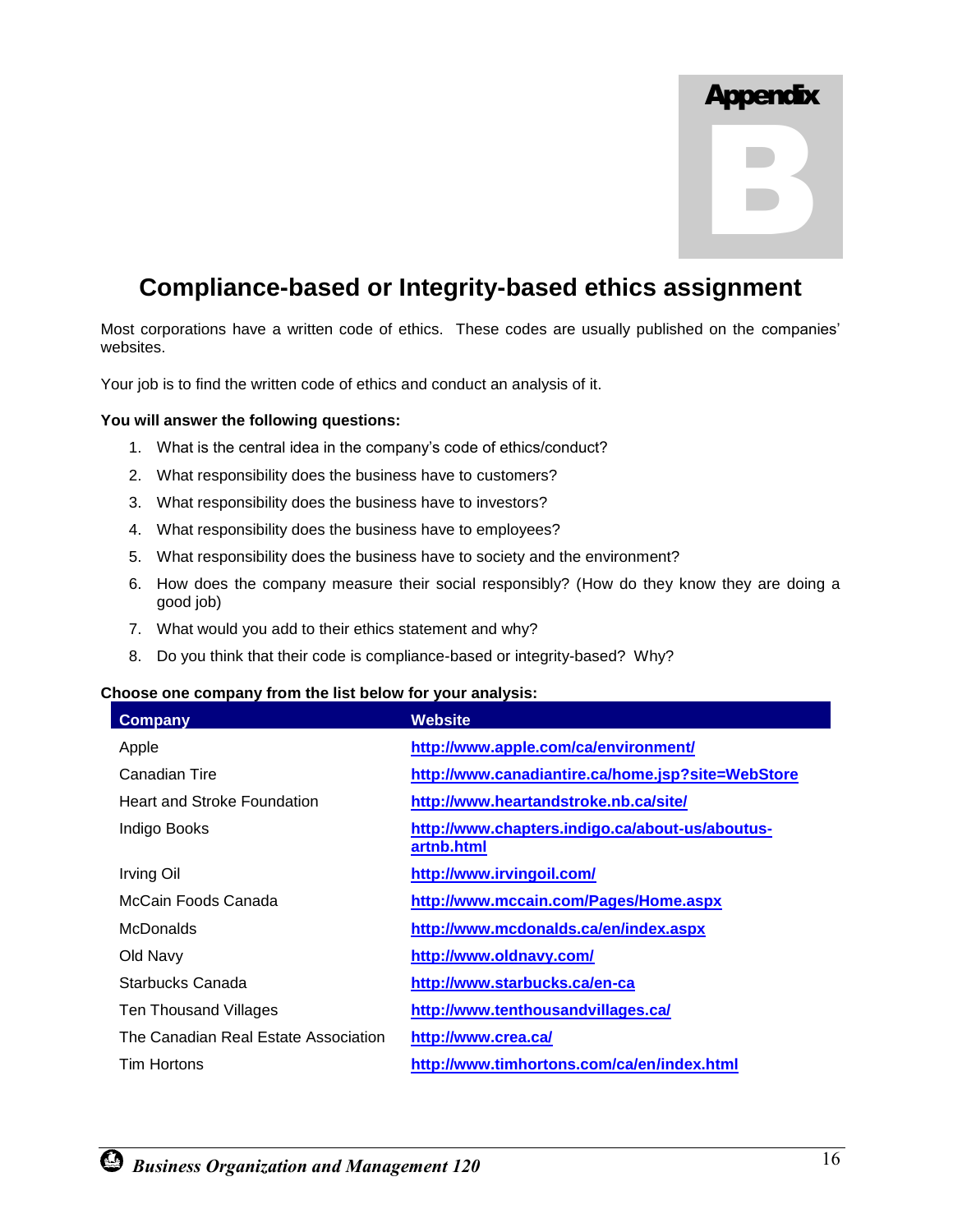# Appendix B

## Compliance-based or Integrity-based ethics assignment

Most corporations have a written code of ethics. These codes are usually published on the companies' websites.

Your job is to find the written code of ethics and conduct an analysis of it.

**You will answer the following questions:**

1. What is the central idea in the company's code of ethics/conduct?
2. What responsibility does the business have to customers?
3. What responsibility does the business have to investors?
4. What responsibility does the business have to employees?
5. What responsibility does the business have to society and the environment?
6. How does the company measure their social responsibly? (How do they know they are doing a good job)
7. What would you add to their ethics statement and why?
8. Do you think that their code is compliance-based or integrity-based? Why?

**Choose one company from the list below for your analysis:**

| Company | Website |
|---|---|
| Apple | http://www.apple.com/ca/environment/ |
| Canadian Tire | http://www.canadiantire.ca/home.jsp?site=WebStore |
| Heart and Stroke Foundation | http://www.heartandstroke.nb.ca/site/ |
| Indigo Books | http://www.chapters.indigo.ca/about-us/aboutus-artnb.html |
| Irving Oil | http://www.irvingoil.com/ |
| McCain Foods Canada | http://www.mccain.com/Pages/Home.aspx |
| McDonalds | http://www.mcdonalds.ca/en/index.aspx |
| Old Navy | http://www.oldnavy.com/ |
| Starbucks Canada | http://www.starbucks.ca/en-ca |
| Ten Thousand Villages | http://www.tenthousandvillages.ca/ |
| The Canadian Real Estate Association | http://www.crea.ca/ |
| Tim Hortons | http://www.timhortons.com/ca/en/index.html |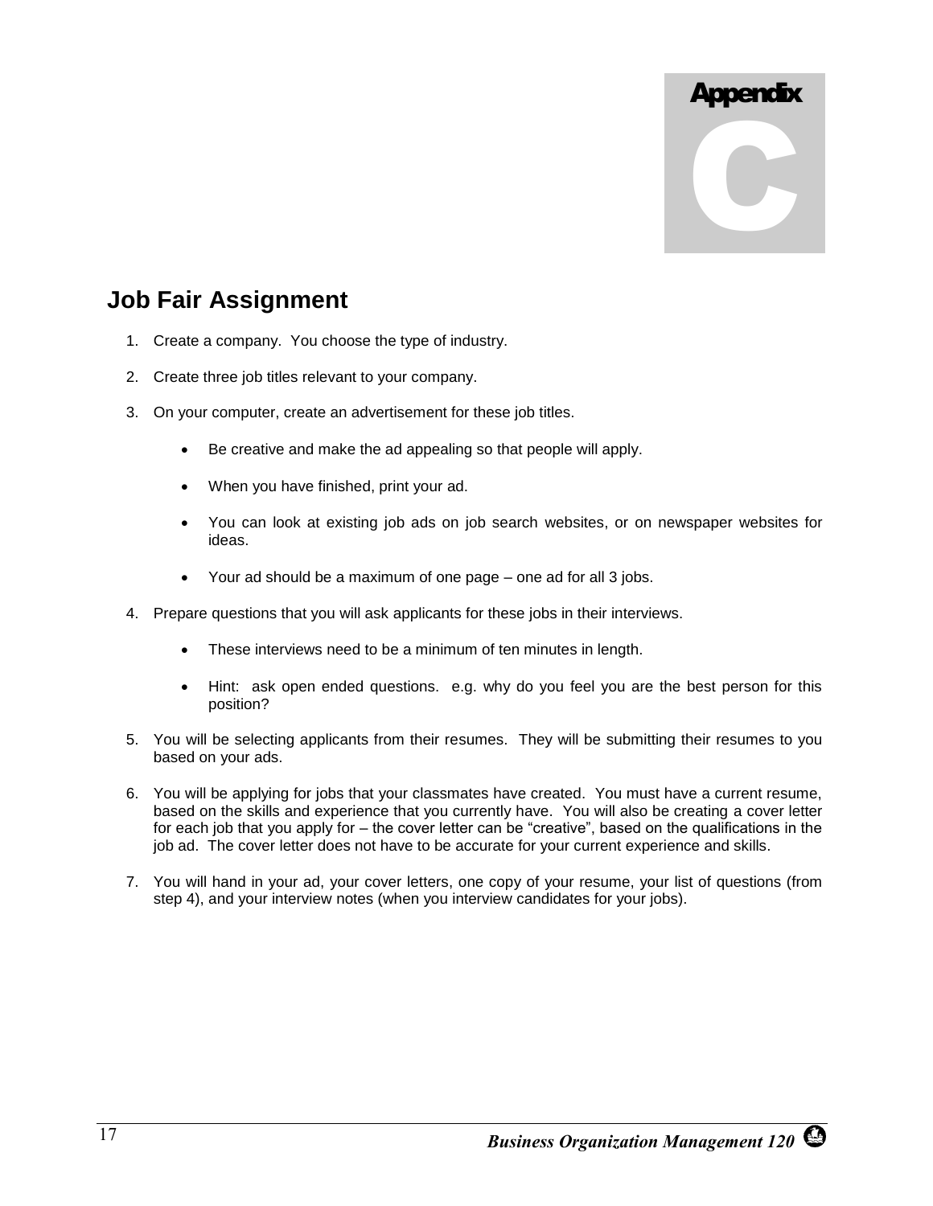# Appendix C

## Job Fair Assignment

1. Create a company. You choose the type of industry.

2. Create three job titles relevant to your company.

3. On your computer, create an advertisement for these job titles.

   - Be creative and make the ad appealing so that people will apply.

   - When you have finished, print your ad.

   - You can look at existing job ads on job search websites, or on newspaper websites for ideas.

   - Your ad should be a maximum of one page – one ad for all 3 jobs.

4. Prepare questions that you will ask applicants for these jobs in their interviews.

   - These interviews need to be a minimum of ten minutes in length.

   - Hint: ask open ended questions. e.g. why do you feel you are the best person for this position?

5. You will be selecting applicants from their resumes. They will be submitting their resumes to you based on your ads.

6. You will be applying for jobs that your classmates have created. You must have a current resume, based on the skills and experience that you currently have. You will also be creating a cover letter for each job that you apply for – the cover letter can be "creative", based on the qualifications in the job ad. The cover letter does not have to be accurate for your current experience and skills.

7. You will hand in your ad, your cover letters, one copy of your resume, your list of questions (from step 4), and your interview notes (when you interview candidates for your jobs).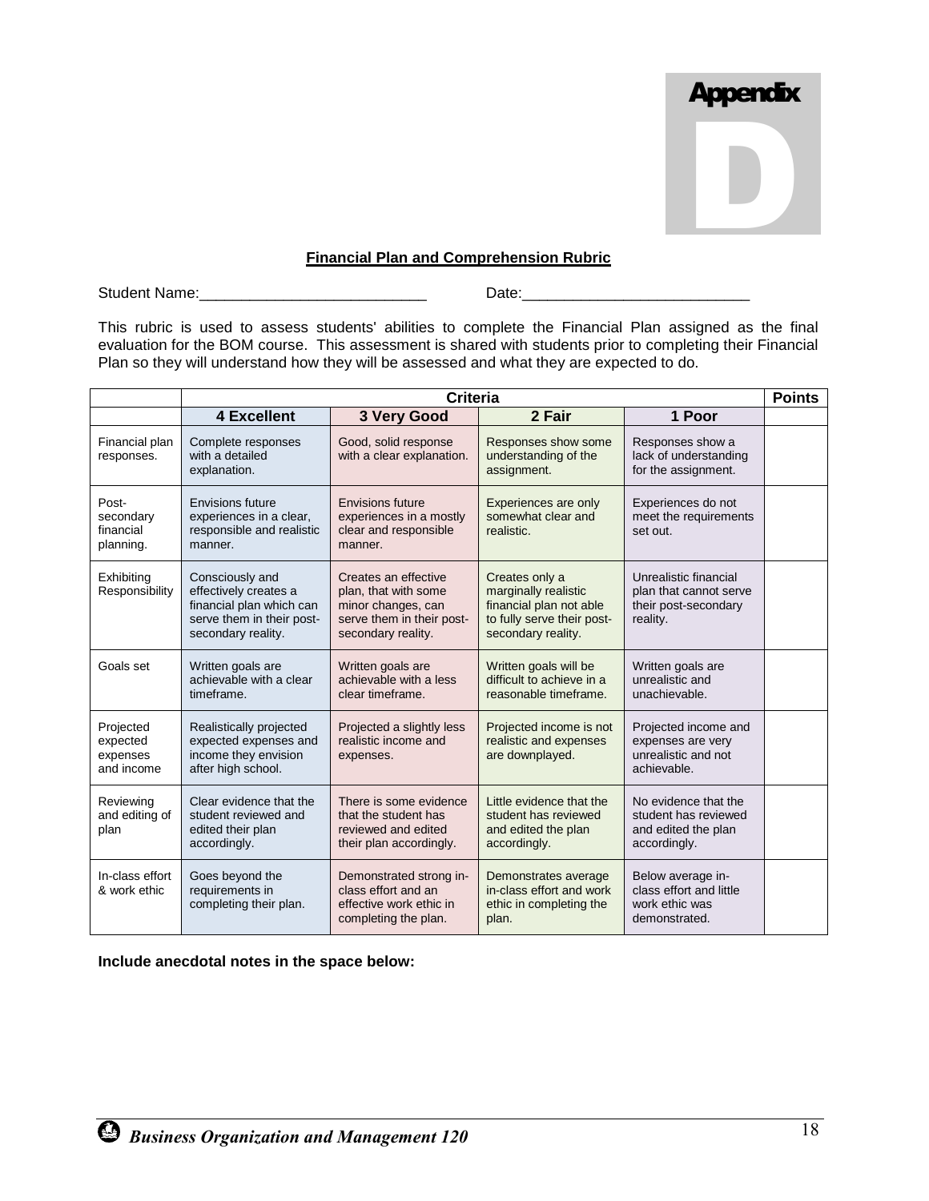# Appendix D

**Financial Plan and Comprehension Rubric**

Student Name:___________________________ Date:___________________________

This rubric is used to assess students' abilities to complete the Financial Plan assigned as the final evaluation for the BOM course. This assessment is shared with students prior to completing their Financial Plan so they will understand how they will be assessed and what they are expected to do.

| | Criteria | | | | Points |
|---|---|---|---|---|---|
| | **4 Excellent** | **3 Very Good** | **2 Fair** | **1 Poor** | |
| Financial plan responses. | Complete responses with a detailed explanation. | Good, solid response with a clear explanation. | Responses show some understanding of the assignment. | Responses show a lack of understanding for the assignment. | |
| Post-secondary financial planning. | Envisions future experiences in a clear, responsible and realistic manner. | Envisions future experiences in a mostly clear and responsible manner. | Experiences are only somewhat clear and realistic. | Experiences do not meet the requirements set out. | |
| Exhibiting Responsibility | Consciously and effectively creates a financial plan which can serve them in their post-secondary reality. | Creates an effective plan, that with some minor changes, can serve them in their post-secondary reality. | Creates only a marginally realistic financial plan not able to fully serve their post-secondary reality. | Unrealistic financial plan that cannot serve their post-secondary reality. | |
| Goals set | Written goals are achievable with a clear timeframe. | Written goals are achievable with a less clear timeframe. | Written goals will be difficult to achieve in a reasonable timeframe. | Written goals are unrealistic and unachievable. | |
| Projected expected expenses and income | Realistically projected expected expenses and income they envision after high school. | Projected a slightly less realistic income and expenses. | Projected income is not realistic and expenses are downplayed. | Projected income and expenses are very unrealistic and not achievable. | |
| Reviewing and editing of plan | Clear evidence that the student reviewed and edited their plan accordingly. | There is some evidence that the student has reviewed and edited their plan accordingly. | Little evidence that the student has reviewed and edited the plan accordingly. | No evidence that the student has reviewed and edited the plan accordingly. | |
| In-class effort & work ethic | Goes beyond the requirements in completing their plan. | Demonstrated strong in-class effort and an effective work ethic in completing the plan. | Demonstrates average in-class effort and work ethic in completing the plan. | Below average in-class effort and little work ethic was demonstrated. | |

**Include anecdotal notes in the space below:**